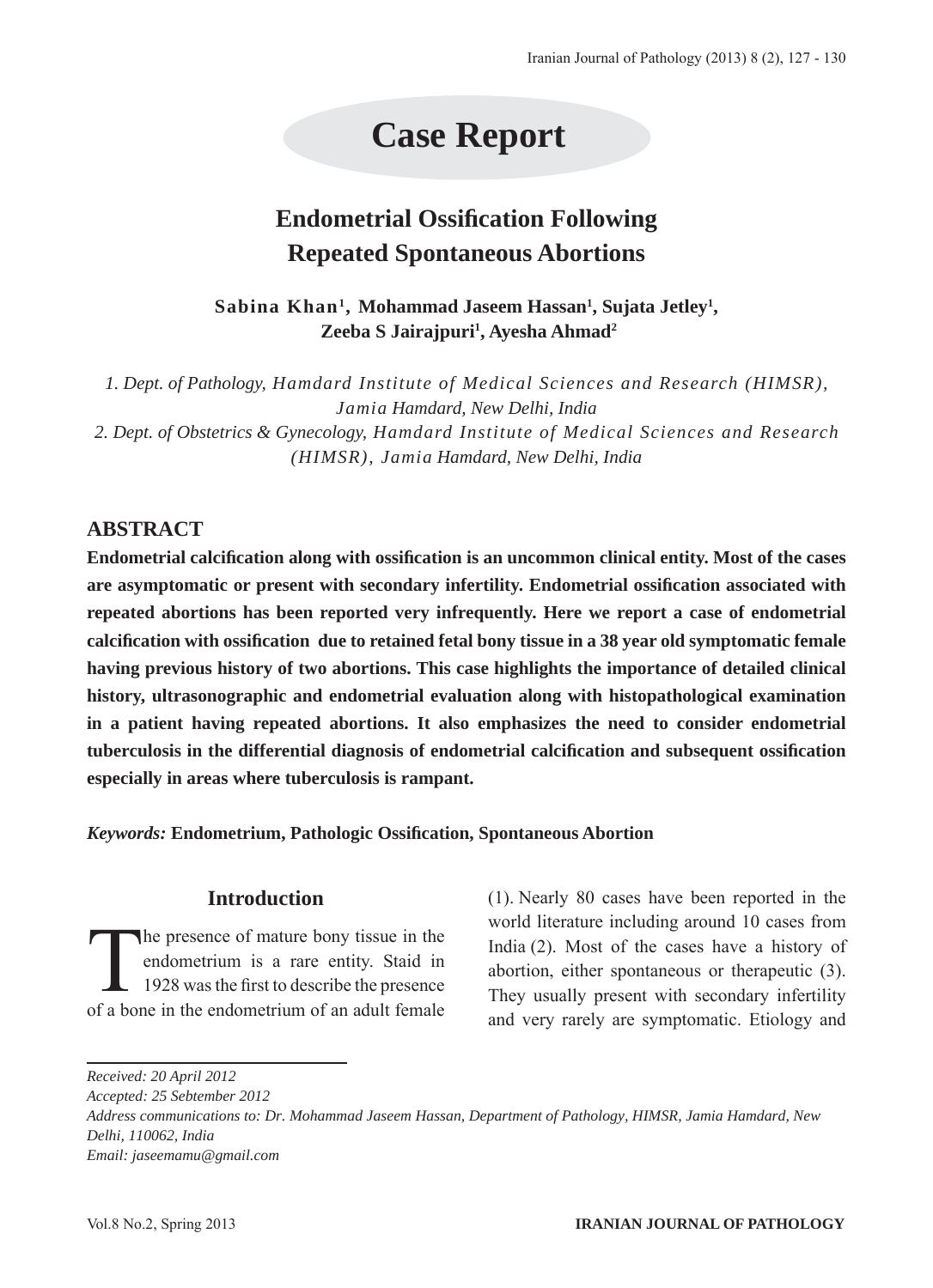# Case Report

## Endometrial Ossification Following Repeated Spontaneous Abortions

**Sabina Khan[1], Mohammad Jaseem Hassan[1], Sujata Jetley[1], Zeeba S Jairajpuri[1], Ayesha Ahmad[2]**

*1. Dept. of Pathology, Hamdard Institute of Medical Sciences and Research (HIMSR), Jamia Hamdard, New Delhi, India*
*2. Dept. of Obstetrics & Gynecology, Hamdard Institute of Medical Sciences and Research (HIMSR), Jamia Hamdard, New Delhi, India*

## ABSTRACT

**Endometrial calcification along with ossification is an uncommon clinical entity. Most of the cases are asymptomatic or present with secondary infertility. Endometrial ossification associated with repeated abortions has been reported very infrequently. Here we report a case of endometrial calcification with ossification due to retained fetal bony tissue in a 38 year old symptomatic female having previous history of two abortions. This case highlights the importance of detailed clinical history, ultrasonographic and endometrial evaluation along with histopathological examination in a patient having repeated abortions. It also emphasizes the need to consider endometrial tuberculosis in the differential diagnosis of endometrial calcification and subsequent ossification especially in areas where tuberculosis is rampant.**

***Keywords:*** **Endometrium, Pathologic Ossification, Spontaneous Abortion**

## Introduction

The presence of mature bony tissue in the endometrium is a rare entity. Staid in 1928 was the first to describe the presence of a bone in the endometrium of an adult female (1). Nearly 80 cases have been reported in the world literature including around 10 cases from India (2). Most of the cases have a history of abortion, either spontaneous or therapeutic (3). They usually present with secondary infertility and very rarely are symptomatic. Etiology and

---

*Received: 20 April 2012*
*Accepted: 25 Sebtember 2012*
*Address communications to: Dr. Mohammad Jaseem Hassan, Department of Pathology, HIMSR, Jamia Hamdard, New Delhi, 110062, India*
*Email: jaseemamu@gmail.com*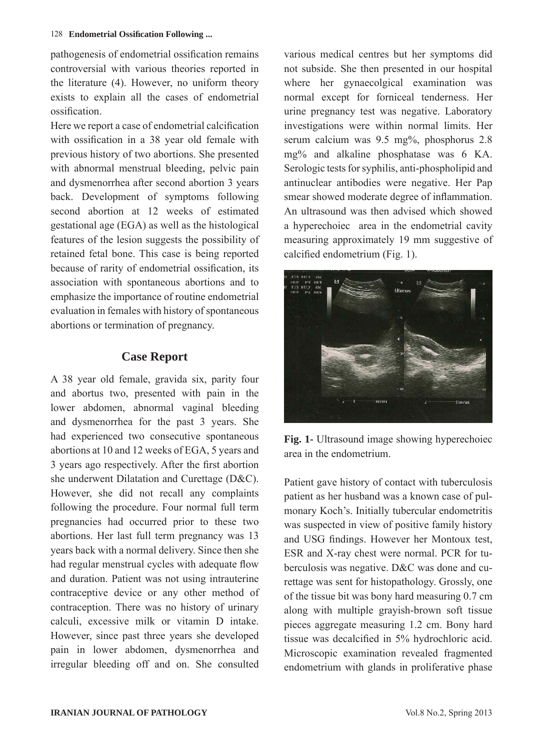pathogenesis of endometrial ossification remains controversial with various theories reported in the literature (4). However, no uniform theory exists to explain all the cases of endometrial ossification.

Here we report a case of endometrial calcification with ossification in a 38 year old female with previous history of two abortions. She presented with abnormal menstrual bleeding, pelvic pain and dysmenorrhea after second abortion 3 years back. Development of symptoms following second abortion at 12 weeks of estimated gestational age (EGA) as well as the histological features of the lesion suggests the possibility of retained fetal bone. This case is being reported because of rarity of endometrial ossification, its association with spontaneous abortions and to emphasize the importance of routine endometrial evaluation in females with history of spontaneous abortions or termination of pregnancy.

## Case Report

A 38 year old female, gravida six, parity four and abortus two, presented with pain in the lower abdomen, abnormal vaginal bleeding and dysmenorrhea for the past 3 years. She had experienced two consecutive spontaneous abortions at 10 and 12 weeks of EGA, 5 years and 3 years ago respectively. After the first abortion she underwent Dilatation and Curettage (D&C). However, she did not recall any complaints following the procedure. Four normal full term pregnancies had occurred prior to these two abortions. Her last full term pregnancy was 13 years back with a normal delivery. Since then she had regular menstrual cycles with adequate flow and duration. Patient was not using intrauterine contraceptive device or any other method of contraception. There was no history of urinary calculi, excessive milk or vitamin D intake. However, since past three years she developed pain in lower abdomen, dysmenorrhea and irregular bleeding off and on. She consulted various medical centres but her symptoms did not subside. She then presented in our hospital where her gynaecolgical examination was normal except for forniceal tenderness. Her urine pregnancy test was negative. Laboratory investigations were within normal limits. Her serum calcium was 9.5 mg%, phosphorus 2.8 mg% and alkaline phosphatase was 6 KA. Serologic tests for syphilis, anti-phospholipid and antinuclear antibodies were negative. Her Pap smear showed moderate degree of inflammation. An ultrasound was then advised which showed a hyperechoiec area in the endometrial cavity measuring approximately 19 mm suggestive of calcified endometrium (Fig. 1).

**Fig. 1**- Ultrasound image showing hyperechoiec area in the endometrium.

Patient gave history of contact with tuberculosis patient as her husband was a known case of pulmonary Koch's. Initially tubercular endometritis was suspected in view of positive family history and USG findings. However her Montoux test, ESR and X-ray chest were normal. PCR for tuberculosis was negative. D&C was done and curettage was sent for histopathology. Grossly, one of the tissue bit was bony hard measuring 0.7 cm along with multiple grayish-brown soft tissue pieces aggregate measuring 1.2 cm. Bony hard tissue was decalcified in 5% hydrochloric acid. Microscopic examination revealed fragmented endometrium with glands in proliferative phase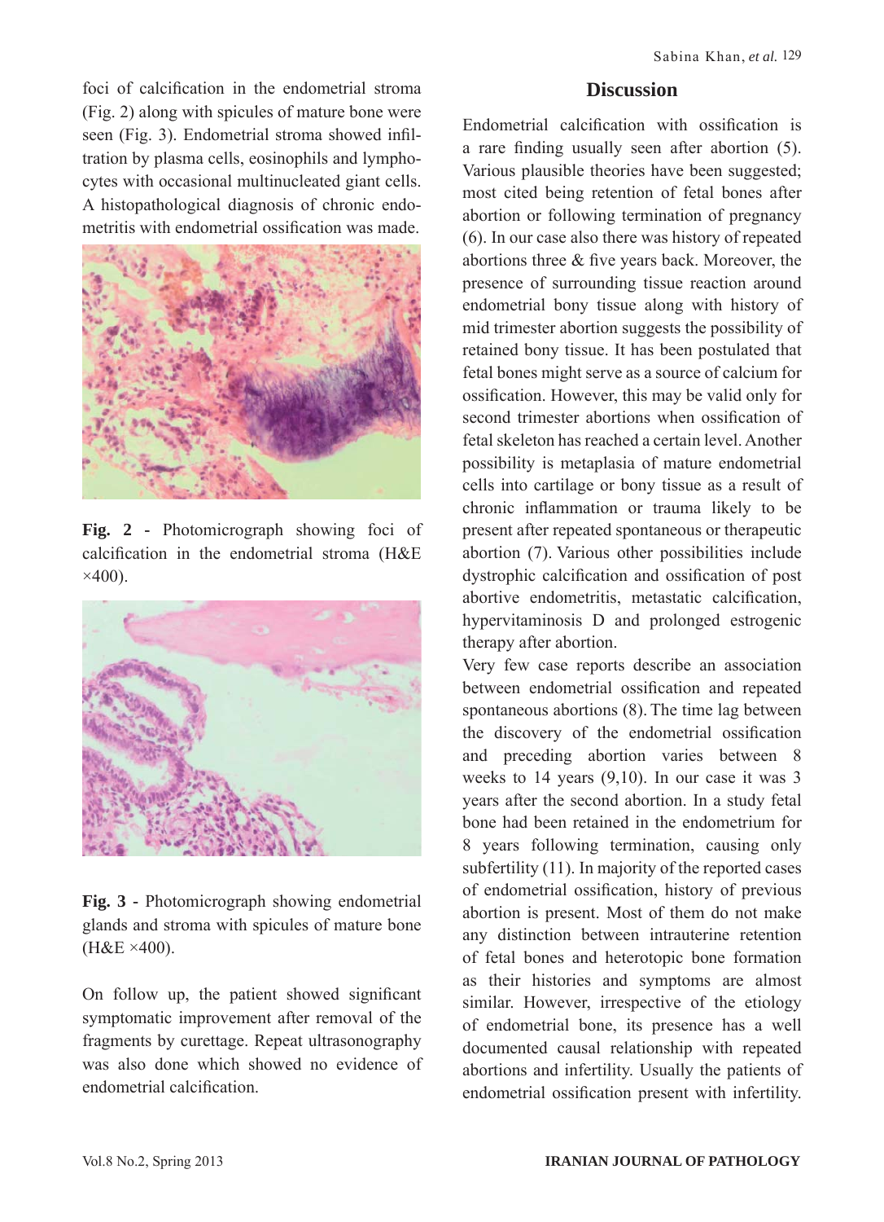foci of calcification in the endometrial stroma (Fig. 2) along with spicules of mature bone were seen (Fig. 3). Endometrial stroma showed infiltration by plasma cells, eosinophils and lymphocytes with occasional multinucleated giant cells. A histopathological diagnosis of chronic endometritis with endometrial ossification was made.

**Fig. 2** - Photomicrograph showing foci of calcification in the endometrial stroma (H&E ×400).

**Fig. 3** - Photomicrograph showing endometrial glands and stroma with spicules of mature bone (H&E ×400).

On follow up, the patient showed significant symptomatic improvement after removal of the fragments by curettage. Repeat ultrasonography was also done which showed no evidence of endometrial calcification.

## Discussion

Endometrial calcification with ossification is a rare finding usually seen after abortion (5). Various plausible theories have been suggested; most cited being retention of fetal bones after abortion or following termination of pregnancy (6). In our case also there was history of repeated abortions three & five years back. Moreover, the presence of surrounding tissue reaction around endometrial bony tissue along with history of mid trimester abortion suggests the possibility of retained bony tissue. It has been postulated that fetal bones might serve as a source of calcium for ossification. However, this may be valid only for second trimester abortions when ossification of fetal skeleton has reached a certain level. Another possibility is metaplasia of mature endometrial cells into cartilage or bony tissue as a result of chronic inflammation or trauma likely to be present after repeated spontaneous or therapeutic abortion (7). Various other possibilities include dystrophic calcification and ossification of post abortive endometritis, metastatic calcification, hypervitaminosis D and prolonged estrogenic therapy after abortion.

Very few case reports describe an association between endometrial ossification and repeated spontaneous abortions (8). The time lag between the discovery of the endometrial ossification and preceding abortion varies between 8 weeks to 14 years (9,10). In our case it was 3 years after the second abortion. In a study fetal bone had been retained in the endometrium for 8 years following termination, causing only subfertility (11). In majority of the reported cases of endometrial ossification, history of previous abortion is present. Most of them do not make any distinction between intrauterine retention of fetal bones and heterotopic bone formation as their histories and symptoms are almost similar. However, irrespective of the etiology of endometrial bone, its presence has a well documented causal relationship with repeated abortions and infertility. Usually the patients of endometrial ossification present with infertility.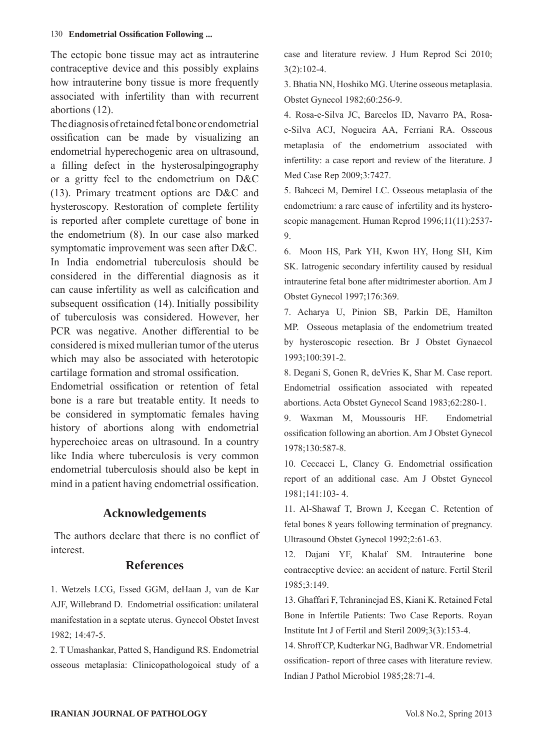The ectopic bone tissue may act as intrauterine contraceptive device and this possibly explains how intrauterine bony tissue is more frequently associated with infertility than with recurrent abortions (12).

The diagnosis of retained fetal bone or endometrial ossification can be made by visualizing an endometrial hyperechogenic area on ultrasound, a filling defect in the hysterosalpingography or a gritty feel to the endometrium on D&C (13). Primary treatment options are D&C and hysteroscopy. Restoration of complete fertility is reported after complete curettage of bone in the endometrium (8). In our case also marked symptomatic improvement was seen after D&C.

In India endometrial tuberculosis should be considered in the differential diagnosis as it can cause infertility as well as calcification and subsequent ossification (14). Initially possibility of tuberculosis was considered. However, her PCR was negative. Another differential to be considered is mixed mullerian tumor of the uterus which may also be associated with heterotopic cartilage formation and stromal ossification.

Endometrial ossification or retention of fetal bone is a rare but treatable entity. It needs to be considered in symptomatic females having history of abortions along with endometrial hyperechoiec areas on ultrasound. In a country like India where tuberculosis is very common endometrial tuberculosis should also be kept in mind in a patient having endometrial ossification.

## Acknowledgements

The authors declare that there is no conflict of interest.

## References

1. Wetzels LCG, Essed GGM, deHaan J, van de Kar AJF, Willebrand D. Endometrial ossification: unilateral manifestation in a septate uterus. Gynecol Obstet Invest 1982; 14:47-5.
2. T Umashankar, Patted S, Handigund RS. Endometrial osseous metaplasia: Clinicopathologoical study of a case and literature review. J Hum Reprod Sci 2010; 3(2):102-4.
3. Bhatia NN, Hoshiko MG. Uterine osseous metaplasia. Obstet Gynecol 1982;60:256-9.
4. Rosa-e-Silva JC, Barcelos ID, Navarro PA, Rosa-e-Silva ACJ, Nogueira AA, Ferriani RA. Osseous metaplasia of the endometrium associated with infertility: a case report and review of the literature. J Med Case Rep 2009;3:7427.
5. Bahceci M, Demirel LC. Osseous metaplasia of the endometrium: a rare cause of infertility and its hysteroscopic management. Human Reprod 1996;11(11):2537-9.
6. Moon HS, Park YH, Kwon HY, Hong SH, Kim SK. Iatrogenic secondary infertility caused by residual intrauterine fetal bone after midtrimester abortion. Am J Obstet Gynecol 1997;176:369.
7. Acharya U, Pinion SB, Parkin DE, Hamilton MP. Osseous metaplasia of the endometrium treated by hysteroscopic resection. Br J Obstet Gynaecol 1993;100:391-2.
8. Degani S, Gonen R, deVries K, Shar M. Case report. Endometrial ossification associated with repeated abortions. Acta Obstet Gynecol Scand 1983;62:280-1.
9. Waxman M, Moussouris HF. Endometrial ossification following an abortion. Am J Obstet Gynecol 1978;130:587-8.
10. Ceccacci L, Clancy G. Endometrial ossification report of an additional case. Am J Obstet Gynecol 1981;141:103- 4.
11. Al-Shawaf T, Brown J, Keegan C. Retention of fetal bones 8 years following termination of pregnancy. Ultrasound Obstet Gynecol 1992;2:61-63.
12. Dajani YF, Khalaf SM. Intrauterine bone contraceptive device: an accident of nature. Fertil Steril 1985;3:149.
13. Ghaffari F, Tehraninejad ES, Kiani K. Retained Fetal Bone in Infertile Patients: Two Case Reports. Royan Institute Int J of Fertil and Steril 2009;3(3):153-4.
14. Shroff CP, Kudterkar NG, Badhwar VR. Endometrial ossification- report of three cases with literature review. Indian J Pathol Microbiol 1985;28:71-4.